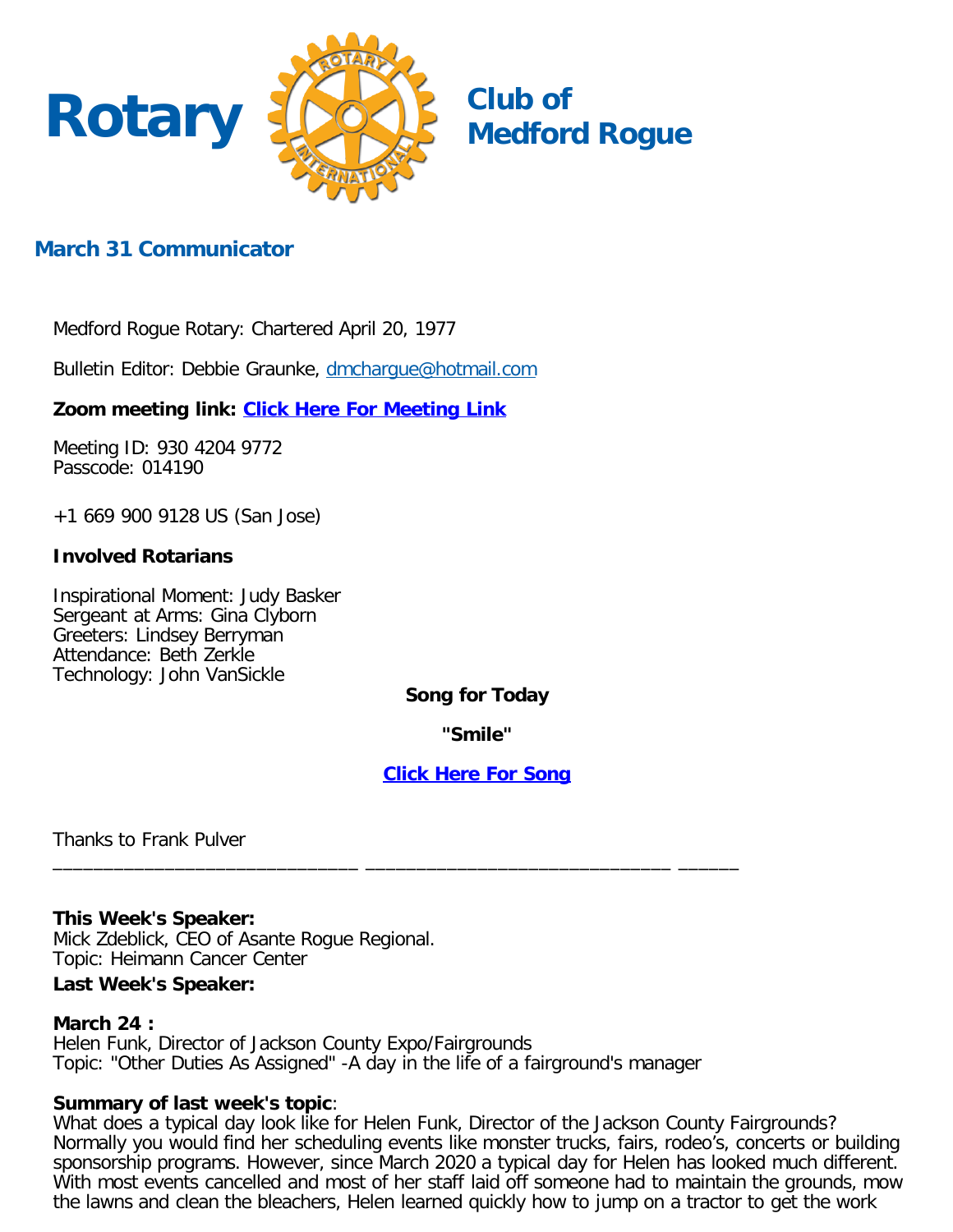# Rotary Club of Medford Rogue

## March 31 Communicator

Medford Rogue Rotary: Chartered April 20, 1977

Bulletin Editor: Debbie Graunke, dmchargue@hotmail.com

**Zoom meeting link: Click Here For Meeting Link**

Meeting ID: 930 4204 9772
Passcode: 014190

+1 669 900 9128 US (San Jose)

**Involved Rotarians**

Inspirational Moment: Judy Basker
Sergeant at Arms: Gina Clyborn
Greeters: Lindsey Berryman
Attendance: Beth Zerkle
Technology: John VanSickle

**Song for Today**

**"Smile"**

**Click Here For Song**

Thanks to Frank Pulver

---

**This Week's Speaker:**
Mick Zdeblick, CEO of Asante Rogue Regional.
Topic: Heimann Cancer Center

**Last Week's Speaker:**

**March 24 :**
Helen Funk, Director of Jackson County Expo/Fairgrounds
Topic: "Other Duties As Assigned" -A day in the life of a fairground's manager

**Summary of last week's topic**:
What does a typical day look like for Helen Funk, Director of the Jackson County Fairgrounds? Normally you would find her scheduling events like monster trucks, fairs, rodeo's, concerts or building sponsorship programs. However, since March 2020 a typical day for Helen has looked much different. With most events cancelled and most of her staff laid off someone had to maintain the grounds, mow the lawns and clean the bleachers, Helen learned quickly how to jump on a tractor to get the work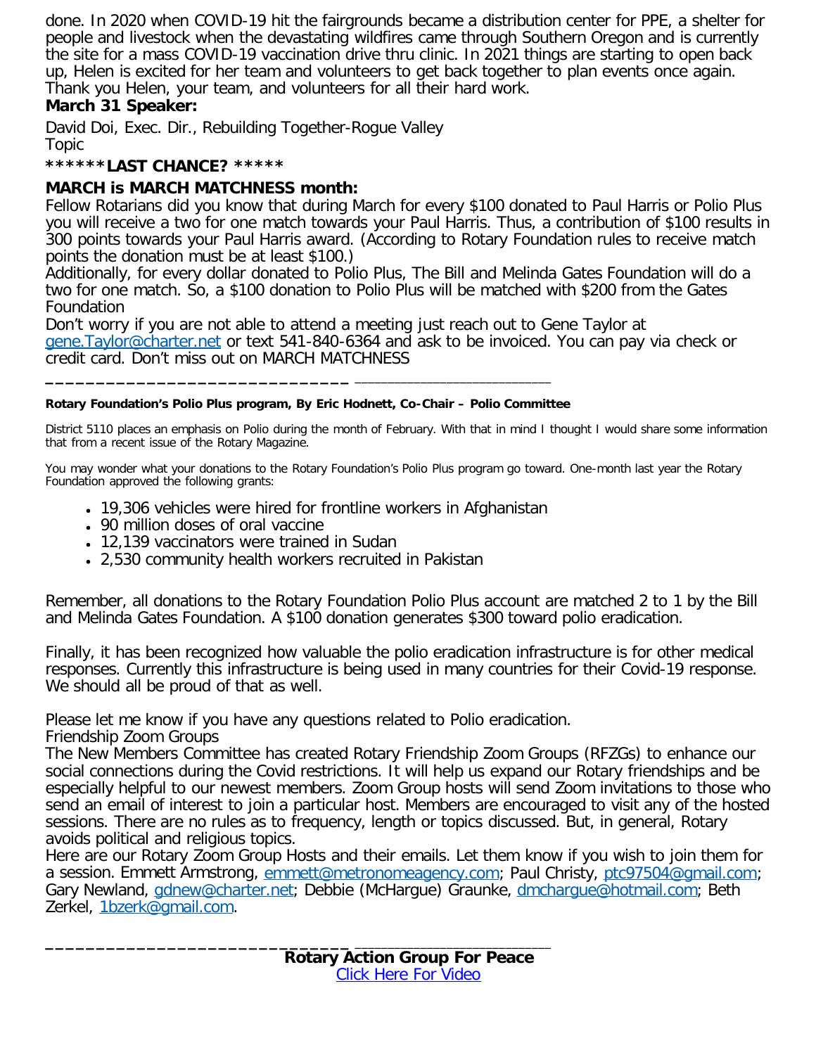done. In 2020 when COVID-19 hit the fairgrounds became a distribution center for PPE, a shelter for people and livestock when the devastating wildfires came through Southern Oregon and is currently the site for a mass COVID-19 vaccination drive thru clinic. In 2021 things are starting to open back up, Helen is excited for her team and volunteers to get back together to plan events once again. Thank you Helen, your team, and volunteers for all their hard work.

**March 31 Speaker:**

David Doi, Exec. Dir., Rebuilding Together-Rogue Valley
Topic

**\*\*\*\*\*\*LAST CHANCE? \*\*\*\*\***

**MARCH is MARCH MATCHNESS month:**

Fellow Rotarians did you know that during March for every $100 donated to Paul Harris or Polio Plus you will receive a two for one match towards your Paul Harris. Thus, a contribution of $100 results in 300 points towards your Paul Harris award. (According to Rotary Foundation rules to receive match points the donation must be at least $100.)

Additionally, for every dollar donated to Polio Plus, The Bill and Melinda Gates Foundation will do a two for one match. So, a $100 donation to Polio Plus will be matched with $200 from the Gates Foundation

Don't worry if you are not able to attend a meeting just reach out to Gene Taylor at gene.Taylor@charter.net or text 541-840-6364 and ask to be invoiced. You can pay via check or credit card. Don't miss out on MARCH MATCHNESS

---

**Rotary Foundation's Polio Plus program, By Eric Hodnett, Co-Chair – Polio Committee**

District 5110 places an emphasis on Polio during the month of February. With that in mind I thought I would share some information that from a recent issue of the Rotary Magazine.

You may wonder what your donations to the Rotary Foundation's Polio Plus program go toward. One-month last year the Rotary Foundation approved the following grants:

- 19,306 vehicles were hired for frontline workers in Afghanistan
- 90 million doses of oral vaccine
- 12,139 vaccinators were trained in Sudan
- 2,530 community health workers recruited in Pakistan

Remember, all donations to the Rotary Foundation Polio Plus account are matched 2 to 1 by the Bill and Melinda Gates Foundation. A $100 donation generates $300 toward polio eradication.

Finally, it has been recognized how valuable the polio eradication infrastructure is for other medical responses. Currently this infrastructure is being used in many countries for their Covid-19 response. We should all be proud of that as well.

Please let me know if you have any questions related to Polio eradication.

Friendship Zoom Groups

The New Members Committee has created Rotary Friendship Zoom Groups (RFZGs) to enhance our social connections during the Covid restrictions. It will help us expand our Rotary friendships and be especially helpful to our newest members. Zoom Group hosts will send Zoom invitations to those who send an email of interest to join a particular host. Members are encouraged to visit any of the hosted sessions. There are no rules as to frequency, length or topics discussed. But, in general, Rotary avoids political and religious topics.

Here are our Rotary Zoom Group Hosts and their emails. Let them know if you wish to join them for a session. Emmett Armstrong, emmett@metronomeagency.com; Paul Christy, ptc97504@gmail.com; Gary Newland, gdnew@charter.net; Debbie (McHargue) Graunke, dmchargue@hotmail.com; Beth Zerkel, 1bzerk@gmail.com.

---

**Rotary Action Group For Peace**

Click Here For Video